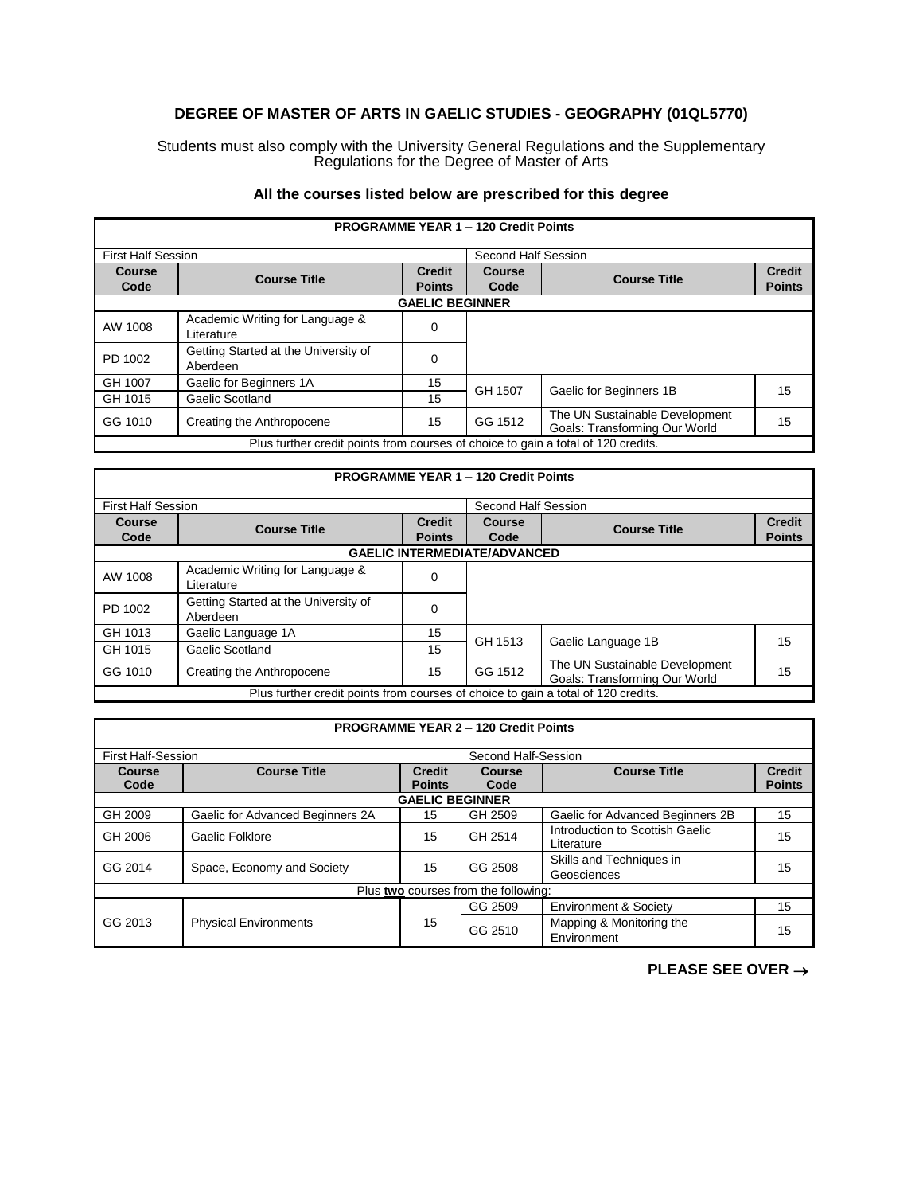# DEGREE OF MASTER OF ARTS IN GAELIC STUDIES - GEOGRAPHY (01QL5770)

Students must also comply with the University General Regulations and the Supplementary Regulations for the Degree of Master of Arts

### All the courses listed below are prescribed for this degree

| PROGRAMME YEAR 1 – 120 Credit Points | | | | | |
|---|---|---|---|---|---|
| First Half Session | | | Second Half Session | | |
| **Course Code** | **Course Title** | **Credit Points** | **Course Code** | **Course Title** | **Credit Points** |
| **GAELIC BEGINNER** | | | | | |
| AW 1008 | Academic Writing for Language & Literature | 0 | | | |
| PD 1002 | Getting Started at the University of Aberdeen | 0 | | | |
| GH 1007 | Gaelic for Beginners 1A | 15 | GH 1507 | Gaelic for Beginners 1B | 15 |
| GH 1015 | Gaelic Scotland | 15 | | | |
| GG 1010 | Creating the Anthropocene | 15 | GG 1512 | The UN Sustainable Development Goals: Transforming Our World | 15 |
| Plus further credit points from courses of choice to gain a total of 120 credits. | | | | | |

| PROGRAMME YEAR 1 – 120 Credit Points | | | | | |
|---|---|---|---|---|---|
| First Half Session | | | Second Half Session | | |
| **Course Code** | **Course Title** | **Credit Points** | **Course Code** | **Course Title** | **Credit Points** |
| **GAELIC INTERMEDIATE/ADVANCED** | | | | | |
| AW 1008 | Academic Writing for Language & Literature | 0 | | | |
| PD 1002 | Getting Started at the University of Aberdeen | 0 | | | |
| GH 1013 | Gaelic Language 1A | 15 | GH 1513 | Gaelic Language 1B | 15 |
| GH 1015 | Gaelic Scotland | 15 | | | |
| GG 1010 | Creating the Anthropocene | 15 | GG 1512 | The UN Sustainable Development Goals: Transforming Our World | 15 |
| Plus further credit points from courses of choice to gain a total of 120 credits. | | | | | |

| PROGRAMME YEAR 2 – 120 Credit Points | | | | | |
|---|---|---|---|---|---|
| First Half-Session | | | Second Half-Session | | |
| **Course Code** | **Course Title** | **Credit Points** | **Course Code** | **Course Title** | **Credit Points** |
| **GAELIC BEGINNER** | | | | | |
| GH 2009 | Gaelic for Advanced Beginners 2A | 15 | GH 2509 | Gaelic for Advanced Beginners 2B | 15 |
| GH 2006 | Gaelic Folklore | 15 | GH 2514 | Introduction to Scottish Gaelic Literature | 15 |
| GG 2014 | Space, Economy and Society | 15 | GG 2508 | Skills and Techniques in Geosciences | 15 |
| Plus **two** courses from the following: | | | | | |
| GG 2013 | Physical Environments | 15 | GG 2509 | Environment & Society | 15 |
| | | | GG 2510 | Mapping & Monitoring the Environment | 15 |

**PLEASE SEE OVER →**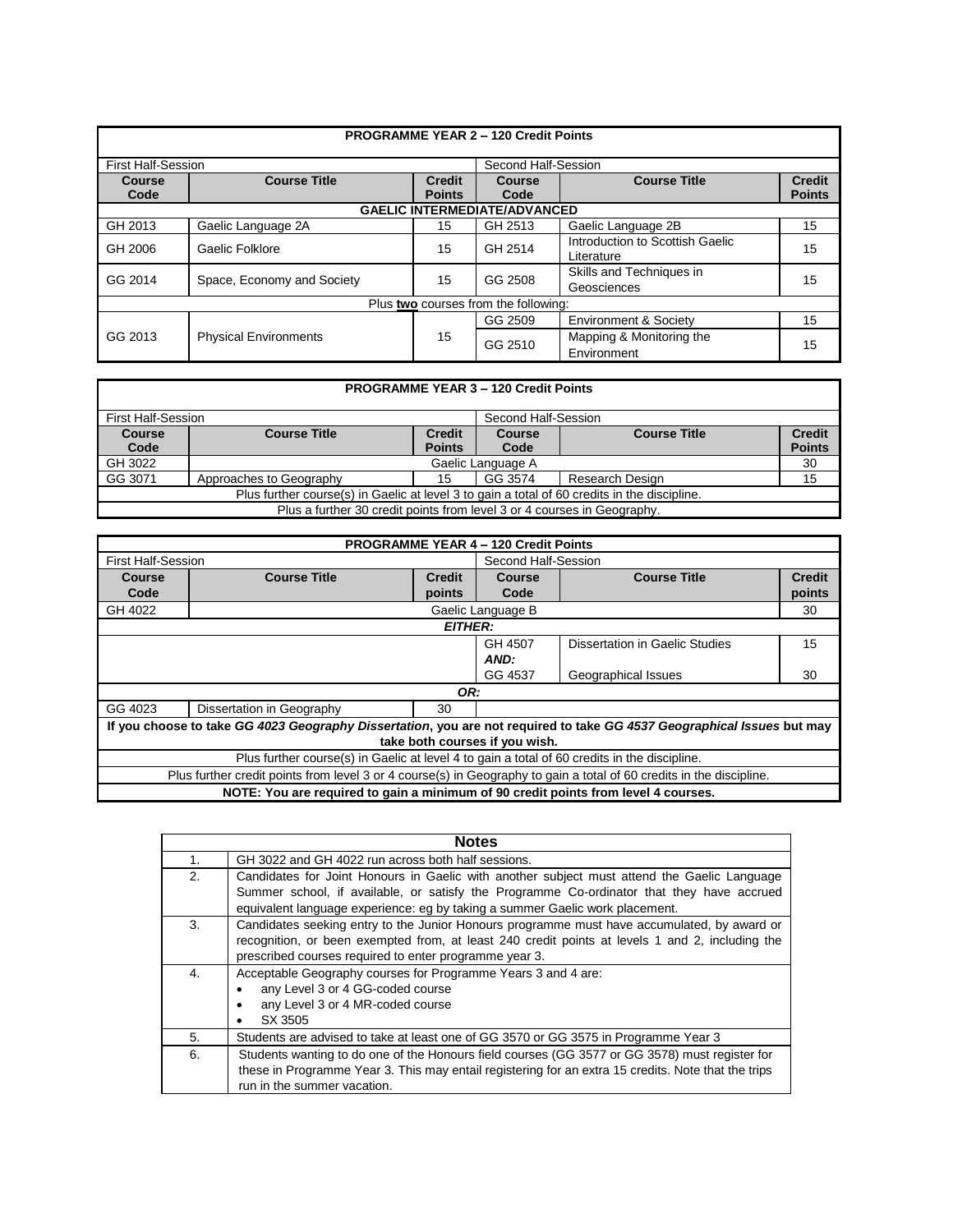| PROGRAMME YEAR 2 – 120 Credit Points | | | | | |
|---|---|---|---|---|---|
| First Half-Session | | | Second Half-Session | | |
| **Course Code** | **Course Title** | **Credit Points** | **Course Code** | **Course Title** | **Credit Points** |
| **GAELIC INTERMEDIATE/ADVANCED** | | | | | |
| GH 2013 | Gaelic Language 2A | 15 | GH 2513 | Gaelic Language 2B | 15 |
| GH 2006 | Gaelic Folklore | 15 | GH 2514 | Introduction to Scottish Gaelic Literature | 15 |
| GG 2014 | Space, Economy and Society | 15 | GG 2508 | Skills and Techniques in Geosciences | 15 |
| Plus **two** courses from the following: | | | | | |
| GG 2013 | Physical Environments | 15 | GG 2509 | Environment & Society | 15 |
| | | | GG 2510 | Mapping & Monitoring the Environment | 15 |

| PROGRAMME YEAR 3 – 120 Credit Points | | | | | |
|---|---|---|---|---|---|
| First Half-Session | | | Second Half-Session | | |
| **Course Code** | **Course Title** | **Credit Points** | **Course Code** | **Course Title** | **Credit Points** |
| GH 3022 | Gaelic Language A | | | | 30 |
| GG 3071 | Approaches to Geography | 15 | GG 3574 | Research Design | 15 |
| Plus further course(s) in Gaelic at level 3 to gain a total of 60 credits in the discipline. | | | | | |
| Plus a further 30 credit points from level 3 or 4 courses in Geography. | | | | | |

| PROGRAMME YEAR 4 – 120 Credit Points | | | | | |
|---|---|---|---|---|---|
| First Half-Session | | | Second Half-Session | | |
| **Course Code** | **Course Title** | **Credit points** | **Course Code** | **Course Title** | **Credit points** |
| GH 4022 | Gaelic Language B | | | | 30 |
| ***EITHER:*** | | | | | |
| | | | GH 4507 | Dissertation in Gaelic Studies | 15 |
| | | | ***AND:*** | | |
| | | | GG 4537 | Geographical Issues | 30 |
| ***OR:*** | | | | | |
| GG 4023 | Dissertation in Geography | 30 | | | |
| **If you choose to take *GG 4023 Geography Dissertation*, you are not required to take *GG 4537 Geographical Issues* but may take both courses if you wish.** | | | | | |
| Plus further course(s) in Gaelic at level 4 to gain a total of 60 credits in the discipline. | | | | | |
| Plus further credit points from level 3 or 4 course(s) in Geography to gain a total of 60 credits in the discipline. | | | | | |
| **NOTE: You are required to gain a minimum of 90 credit points from level 4 courses.** | | | | | |

| **Notes** | |
|---|---|
| 1. | GH 3022 and GH 4022 run across both half sessions. |
| 2. | Candidates for Joint Honours in Gaelic with another subject must attend the Gaelic Language Summer school, if available, or satisfy the Programme Co-ordinator that they have accrued equivalent language experience: eg by taking a summer Gaelic work placement. |
| 3. | Candidates seeking entry to the Junior Honours programme must have accumulated, by award or recognition, or been exempted from, at least 240 credit points at levels 1 and 2, including the prescribed courses required to enter programme year 3. |
| 4. | Acceptable Geography courses for Programme Years 3 and 4 are:<br>• any Level 3 or 4 GG-coded course<br>• any Level 3 or 4 MR-coded course<br>• SX 3505 |
| 5. | Students are advised to take at least one of GG 3570 or GG 3575 in Programme Year 3 |
| 6. | Students wanting to do one of the Honours field courses (GG 3577 or GG 3578) must register for these in Programme Year 3. This may entail registering for an extra 15 credits. Note that the trips run in the summer vacation. |